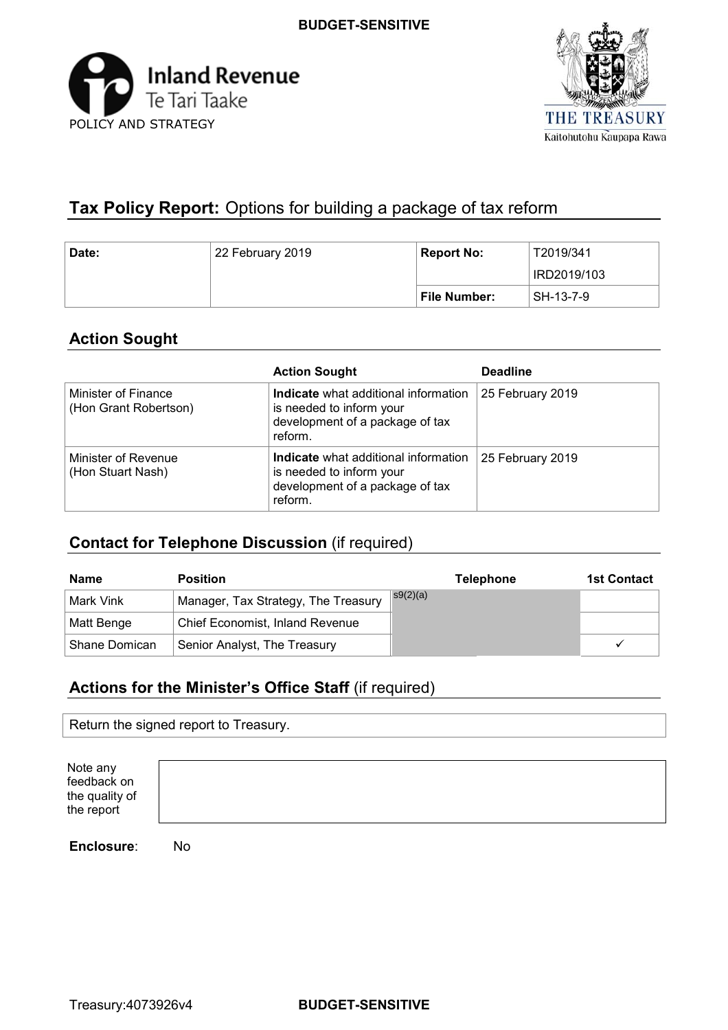BUDGET-SENSITIVE

Inland Revenue
Te Tari Taake
POLICY AND STRATEGY

THE TREASURY
Kaitohutohu Kaupapa Rawa

# Tax Policy Report: Options for building a package of tax reform

| Date: | 22 February 2019 | Report No: | T2019/341<br>IRD2019/103 |
|---|---|---|---|
| | | File Number: | SH-13-7-9 |

## Action Sought

| | Action Sought | Deadline |
|---|---|---|
| Minister of Finance (Hon Grant Robertson) | **Indicate** what additional information is needed to inform your development of a package of tax reform. | 25 February 2019 |
| Minister of Revenue (Hon Stuart Nash) | **Indicate** what additional information is needed to inform your development of a package of tax reform. | 25 February 2019 |

## Contact for Telephone Discussion (if required)

| Name | Position | Telephone | 1st Contact |
|---|---|---|---|
| Mark Vink | Manager, Tax Strategy, The Treasury | s9(2)(a) | |
| Matt Benge | Chief Economist, Inland Revenue | | |
| Shane Domican | Senior Analyst, The Treasury | | ✓ |

## Actions for the Minister's Office Staff (if required)

Return the signed report to Treasury.

| Note any feedback on the quality of the report | |
|---|---|

**Enclosure**: No

Treasury:4073926v4

BUDGET-SENSITIVE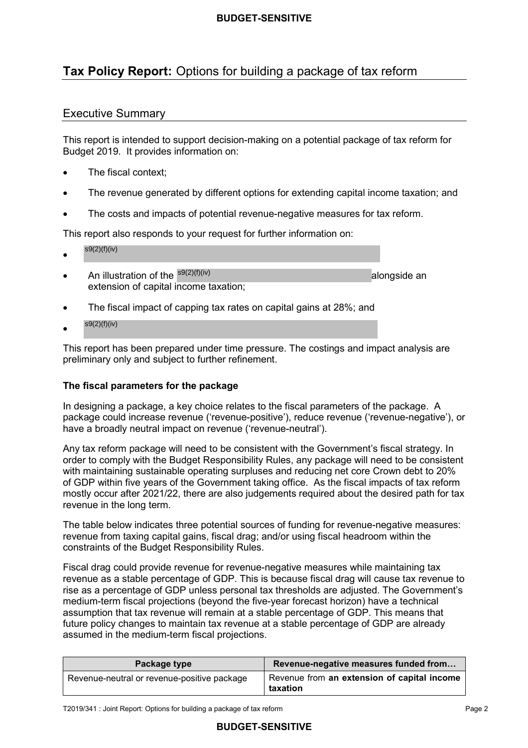# Tax Policy Report: Options for building a package of tax reform

## Executive Summary

This report is intended to support decision-making on a potential package of tax reform for Budget 2019. It provides information on:

- The fiscal context;
- The revenue generated by different options for extending capital income taxation; and
- The costs and impacts of potential revenue-negative measures for tax reform.

This report also responds to your request for further information on:

- s9(2)(f)(iv)
- An illustration of the s9(2)(f)(iv) alongside an extension of capital income taxation;
- The fiscal impact of capping tax rates on capital gains at 28%; and
- s9(2)(f)(iv)

This report has been prepared under time pressure. The costings and impact analysis are preliminary only and subject to further refinement.

### The fiscal parameters for the package

In designing a package, a key choice relates to the fiscal parameters of the package. A package could increase revenue ('revenue-positive'), reduce revenue ('revenue-negative'), or have a broadly neutral impact on revenue ('revenue-neutral').

Any tax reform package will need to be consistent with the Government's fiscal strategy. In order to comply with the Budget Responsibility Rules, any package will need to be consistent with maintaining sustainable operating surpluses and reducing net core Crown debt to 20% of GDP within five years of the Government taking office. As the fiscal impacts of tax reform mostly occur after 2021/22, there are also judgements required about the desired path for tax revenue in the long term.

The table below indicates three potential sources of funding for revenue-negative measures: revenue from taxing capital gains, fiscal drag; and/or using fiscal headroom within the constraints of the Budget Responsibility Rules.

Fiscal drag could provide revenue for revenue-negative measures while maintaining tax revenue as a stable percentage of GDP. This is because fiscal drag will cause tax revenue to rise as a percentage of GDP unless personal tax thresholds are adjusted. The Government's medium-term fiscal projections (beyond the five-year forecast horizon) have a technical assumption that tax revenue will remain at a stable percentage of GDP. This means that future policy changes to maintain tax revenue at a stable percentage of GDP are already assumed in the medium-term fiscal projections.

| Package type | Revenue-negative measures funded from… |
|---|---|
| Revenue-neutral or revenue-positive package | Revenue from **an extension of capital income taxation** |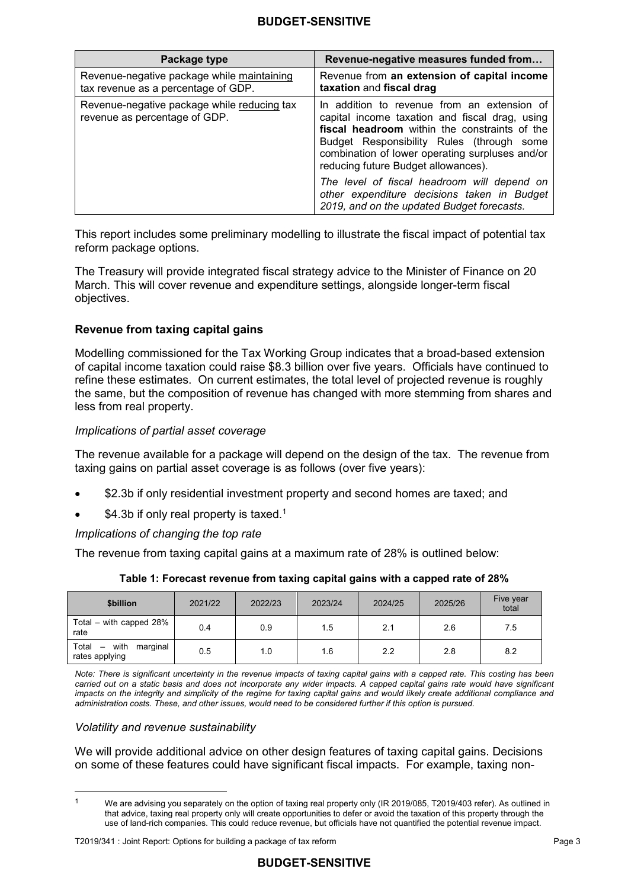| Package type | Revenue-negative measures funded from… |
| --- | --- |
| Revenue-negative package while maintaining tax revenue as a percentage of GDP. | Revenue from **an extension of capital income taxation** and **fiscal drag** |
| Revenue-negative package while reducing tax revenue as percentage of GDP. | In addition to revenue from an extension of capital income taxation and fiscal drag, using **fiscal headroom** within the constraints of the Budget Responsibility Rules (through some combination of lower operating surpluses and/or reducing future Budget allowances). *The level of fiscal headroom will depend on other expenditure decisions taken in Budget 2019, and on the updated Budget forecasts.* |

This report includes some preliminary modelling to illustrate the fiscal impact of potential tax reform package options.

The Treasury will provide integrated fiscal strategy advice to the Minister of Finance on 20 March. This will cover revenue and expenditure settings, alongside longer-term fiscal objectives.

### Revenue from taxing capital gains

Modelling commissioned for the Tax Working Group indicates that a broad-based extension of capital income taxation could raise $8.3 billion over five years. Officials have continued to refine these estimates. On current estimates, the total level of projected revenue is roughly the same, but the composition of revenue has changed with more stemming from shares and less from real property.

*Implications of partial asset coverage*

The revenue available for a package will depend on the design of the tax. The revenue from taxing gains on partial asset coverage is as follows (over five years):

- $2.3b if only residential investment property and second homes are taxed; and
- $4.3b if only real property is taxed.[1]

*Implications of changing the top rate*

The revenue from taxing capital gains at a maximum rate of 28% is outlined below:

**Table 1: Forecast revenue from taxing capital gains with a capped rate of 28%**

| $billion | 2021/22 | 2022/23 | 2023/24 | 2024/25 | 2025/26 | Five year total |
| --- | --- | --- | --- | --- | --- | --- |
| Total – with capped 28% rate | 0.4 | 0.9 | 1.5 | 2.1 | 2.6 | 7.5 |
| Total – with marginal rates applying | 0.5 | 1.0 | 1.6 | 2.2 | 2.8 | 8.2 |

*Note: There is significant uncertainty in the revenue impacts of taxing capital gains with a capped rate. This costing has been carried out on a static basis and does not incorporate any wider impacts. A capped capital gains rate would have significant impacts on the integrity and simplicity of the regime for taxing capital gains and would likely create additional compliance and administration costs. These, and other issues, would need to be considered further if this option is pursued.*

*Volatility and revenue sustainability*

We will provide additional advice on other design features of taxing capital gains. Decisions on some of these features could have significant fiscal impacts. For example, taxing non-

[1] We are advising you separately on the option of taxing real property only (IR 2019/085, T2019/403 refer). As outlined in that advice, taxing real property only will create opportunities to defer or avoid the taxation of this property through the use of land-rich companies. This could reduce revenue, but officials have not quantified the potential revenue impact.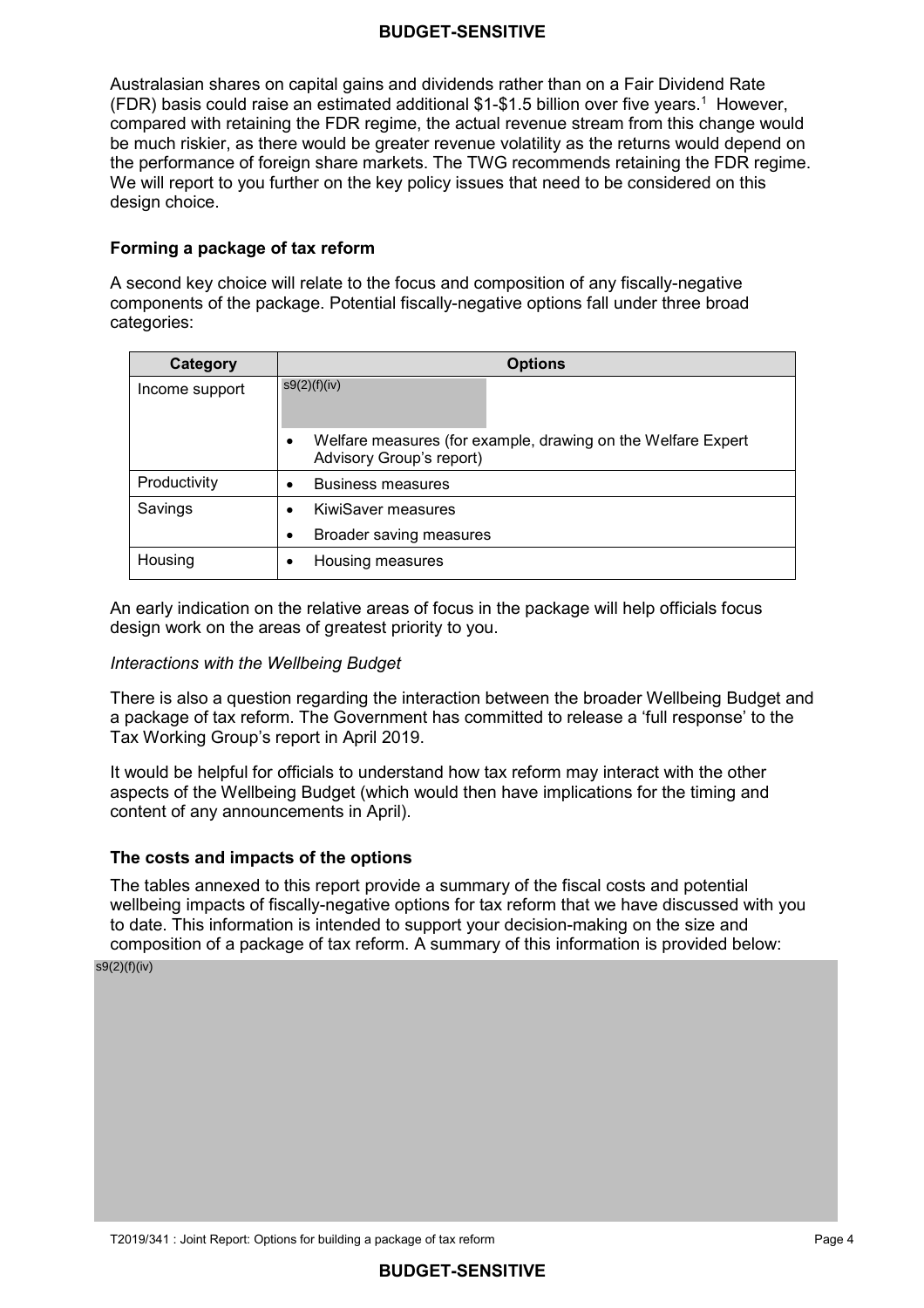Australasian shares on capital gains and dividends rather than on a Fair Dividend Rate (FDR) basis could raise an estimated additional $1-$1.5 billion over five years.[1] However, compared with retaining the FDR regime, the actual revenue stream from this change would be much riskier, as there would be greater revenue volatility as the returns would depend on the performance of foreign share markets. The TWG recommends retaining the FDR regime. We will report to you further on the key policy issues that need to be considered on this design choice.

### Forming a package of tax reform

A second key choice will relate to the focus and composition of any fiscally-negative components of the package. Potential fiscally-negative options fall under three broad categories:

| Category | Options |
|---|---|
| Income support | s9(2)(f)(iv)<br>• Welfare measures (for example, drawing on the Welfare Expert Advisory Group's report) |
| Productivity | • Business measures |
| Savings | • KiwiSaver measures<br>• Broader saving measures |
| Housing | • Housing measures |

An early indication on the relative areas of focus in the package will help officials focus design work on the areas of greatest priority to you.

*Interactions with the Wellbeing Budget*

There is also a question regarding the interaction between the broader Wellbeing Budget and a package of tax reform. The Government has committed to release a 'full response' to the Tax Working Group's report in April 2019.

It would be helpful for officials to understand how tax reform may interact with the other aspects of the Wellbeing Budget (which would then have implications for the timing and content of any announcements in April).

### The costs and impacts of the options

The tables annexed to this report provide a summary of the fiscal costs and potential wellbeing impacts of fiscally-negative options for tax reform that we have discussed with you to date. This information is intended to support your decision-making on the size and composition of a package of tax reform. A summary of this information is provided below:

s9(2)(f)(iv)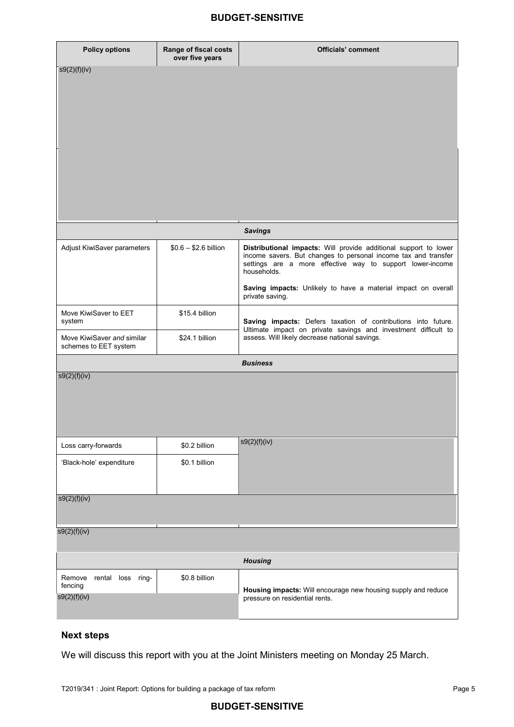| Policy options | Range of fiscal costs over five years | Officials' comment |
|---|---|---|
| s9(2)(f)(iv) | | |
| | ***Savings*** | |
| Adjust KiwiSaver parameters | $0.6 – $2.6 billion | **Distributional impacts:** Will provide additional support to lower income savers. But changes to personal income tax and transfer settings are a more effective way to support lower-income households.<br><br>**Saving impacts:** Unlikely to have a material impact on overall private saving. |
| Move KiwiSaver to EET system | $15.4 billion | **Saving impacts:** Defers taxation of contributions into future. Ultimate impact on private savings and investment difficult to assess. Will likely decrease national savings. |
| Move KiwiSaver *and* similar schemes to EET system | $24.1 billion | |
| | ***Business*** | |
| s9(2)(f)(iv) | | |
| Loss carry-forwards | $0.2 billion | s9(2)(f)(iv) |
| 'Black-hole' expenditure | $0.1 billion | |
| s9(2)(f)(iv) | | |
| s9(2)(f)(iv) | | |
| | ***Housing*** | |
| Remove rental loss ring-fencing | $0.8 billion | **Housing impacts:** Will encourage new housing supply and reduce pressure on residential rents. |
| s9(2)(f)(iv) | | |

## Next steps

We will discuss this report with you at the Joint Ministers meeting on Monday 25 March.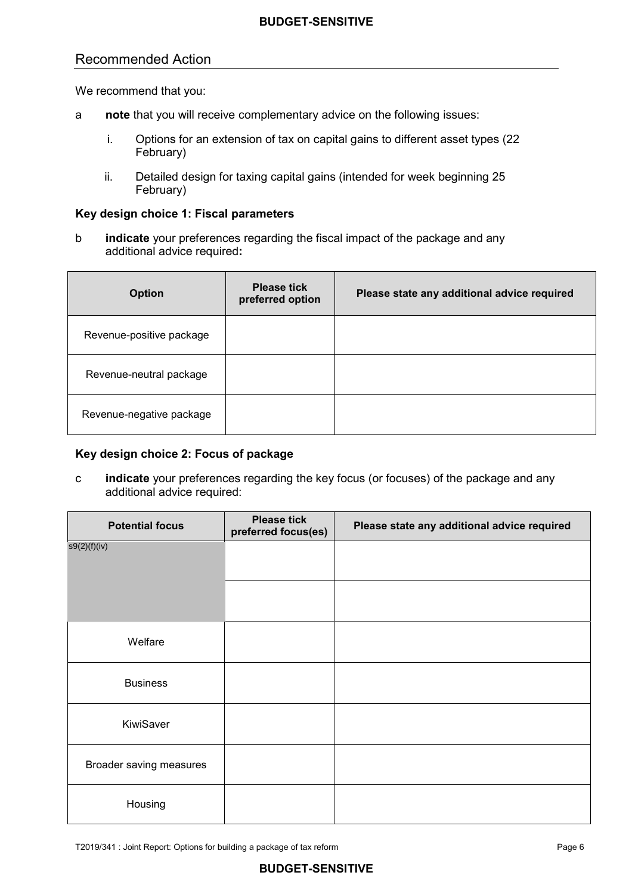## Recommended Action

We recommend that you:

a **note** that you will receive complementary advice on the following issues:

   i. Options for an extension of tax on capital gains to different asset types (22 February)

   ii. Detailed design for taxing capital gains (intended for week beginning 25 February)

**Key design choice 1: Fiscal parameters**

b **indicate** your preferences regarding the fiscal impact of the package and any additional advice required**:**

| Option | Please tick preferred option | Please state any additional advice required |
|---|---|---|
| Revenue-positive package | | |
| Revenue-neutral package | | |
| Revenue-negative package | | |

**Key design choice 2: Focus of package**

c **indicate** your preferences regarding the key focus (or focuses) of the package and any additional advice required:

| Potential focus | Please tick preferred focus(es) | Please state any additional advice required |
|---|---|---|
| s9(2)(f)(iv) | | |
| | | |
| Welfare | | |
| Business | | |
| KiwiSaver | | |
| Broader saving measures | | |
| Housing | | |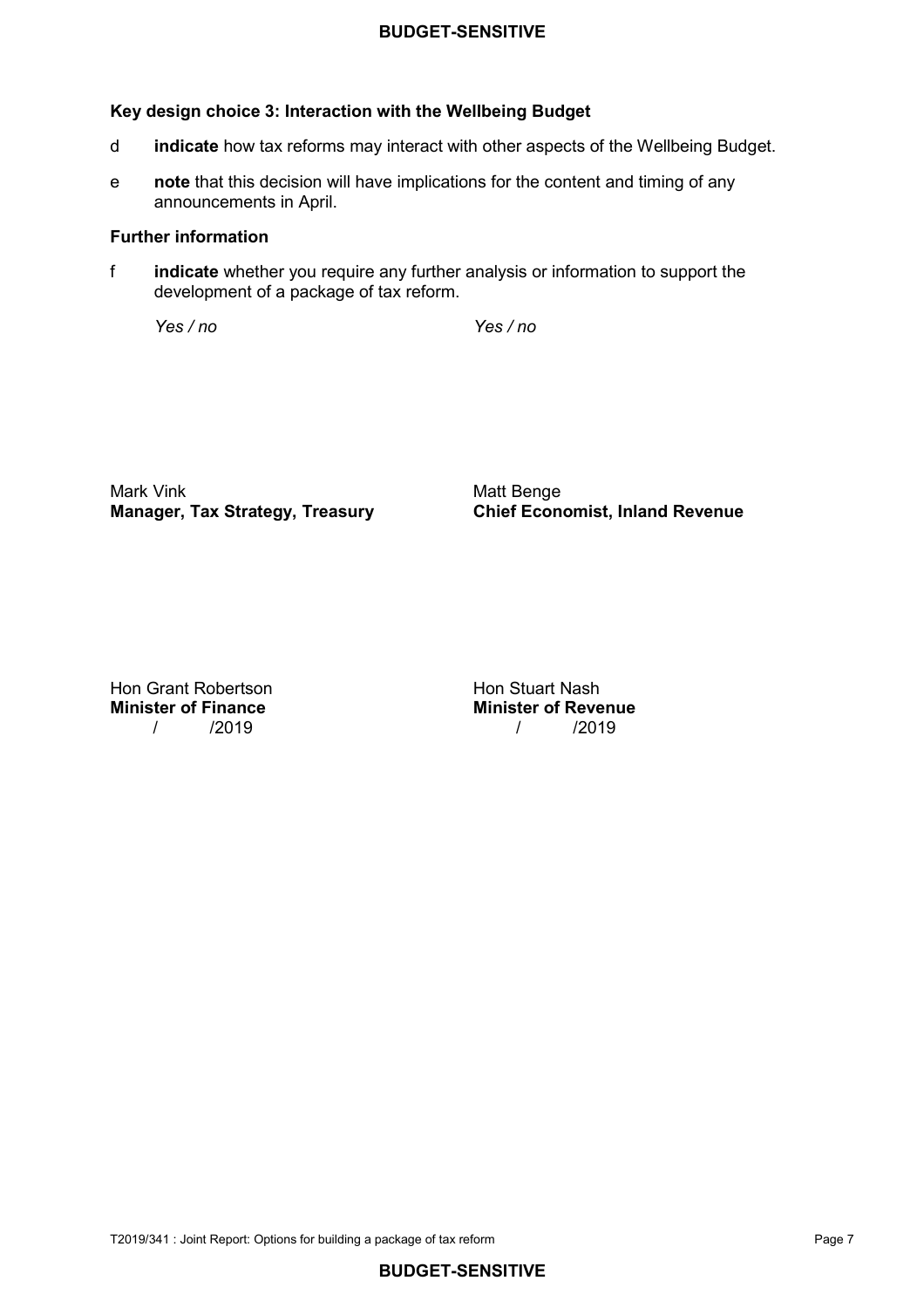**Key design choice 3: Interaction with the Wellbeing Budget**

d **indicate** how tax reforms may interact with other aspects of the Wellbeing Budget.

e **note** that this decision will have implications for the content and timing of any announcements in April.

**Further information**

f **indicate** whether you require any further analysis or information to support the development of a package of tax reform.

*Yes / no* *Yes / no*

Mark Vink
**Manager, Tax Strategy, Treasury**

Matt Benge
**Chief Economist, Inland Revenue**

Hon Grant Robertson
**Minister of Finance**
/ /2019

Hon Stuart Nash
**Minister of Revenue**
/ /2019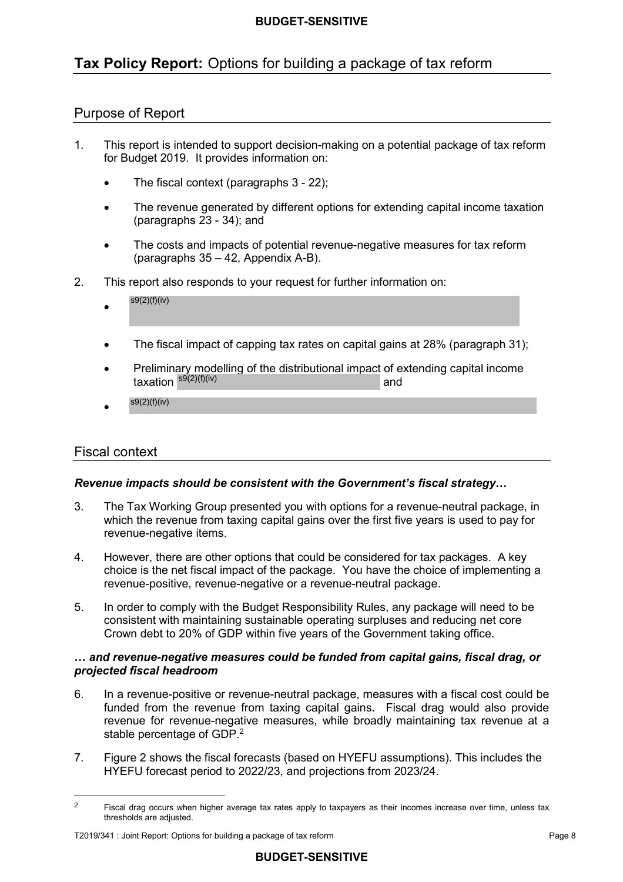# **Tax Policy Report:** Options for building a package of tax reform

## Purpose of Report

1. This report is intended to support decision-making on a potential package of tax reform for Budget 2019. It provides information on:

   - The fiscal context (paragraphs 3 - 22);
   - The revenue generated by different options for extending capital income taxation (paragraphs 23 - 34); and
   - The costs and impacts of potential revenue-negative measures for tax reform (paragraphs 35 – 42, Appendix A-B).

2. This report also responds to your request for further information on:

   - s9(2)(f)(iv)
   - The fiscal impact of capping tax rates on capital gains at 28% (paragraph 31);
   - Preliminary modelling of the distributional impact of extending capital income taxation s9(2)(f)(iv) and
   - s9(2)(f)(iv)

## Fiscal context

### *Revenue impacts should be consistent with the Government's fiscal strategy…*

3. The Tax Working Group presented you with options for a revenue-neutral package, in which the revenue from taxing capital gains over the first five years is used to pay for revenue-negative items.

4. However, there are other options that could be considered for tax packages. A key choice is the net fiscal impact of the package. You have the choice of implementing a revenue-positive, revenue-negative or a revenue-neutral package.

5. In order to comply with the Budget Responsibility Rules, any package will need to be consistent with maintaining sustainable operating surpluses and reducing net core Crown debt to 20% of GDP within five years of the Government taking office.

### *… and revenue-negative measures could be funded from capital gains, fiscal drag, or projected fiscal headroom*

6. In a revenue-positive or revenue-neutral package, measures with a fiscal cost could be funded from the revenue from taxing capital gains**.** Fiscal drag would also provide revenue for revenue-negative measures, while broadly maintaining tax revenue at a stable percentage of GDP.[2]

7. Figure 2 shows the fiscal forecasts (based on HYEFU assumptions). This includes the HYEFU forecast period to 2022/23, and projections from 2023/24.

[2] Fiscal drag occurs when higher average tax rates apply to taxpayers as their incomes increase over time, unless tax thresholds are adjusted.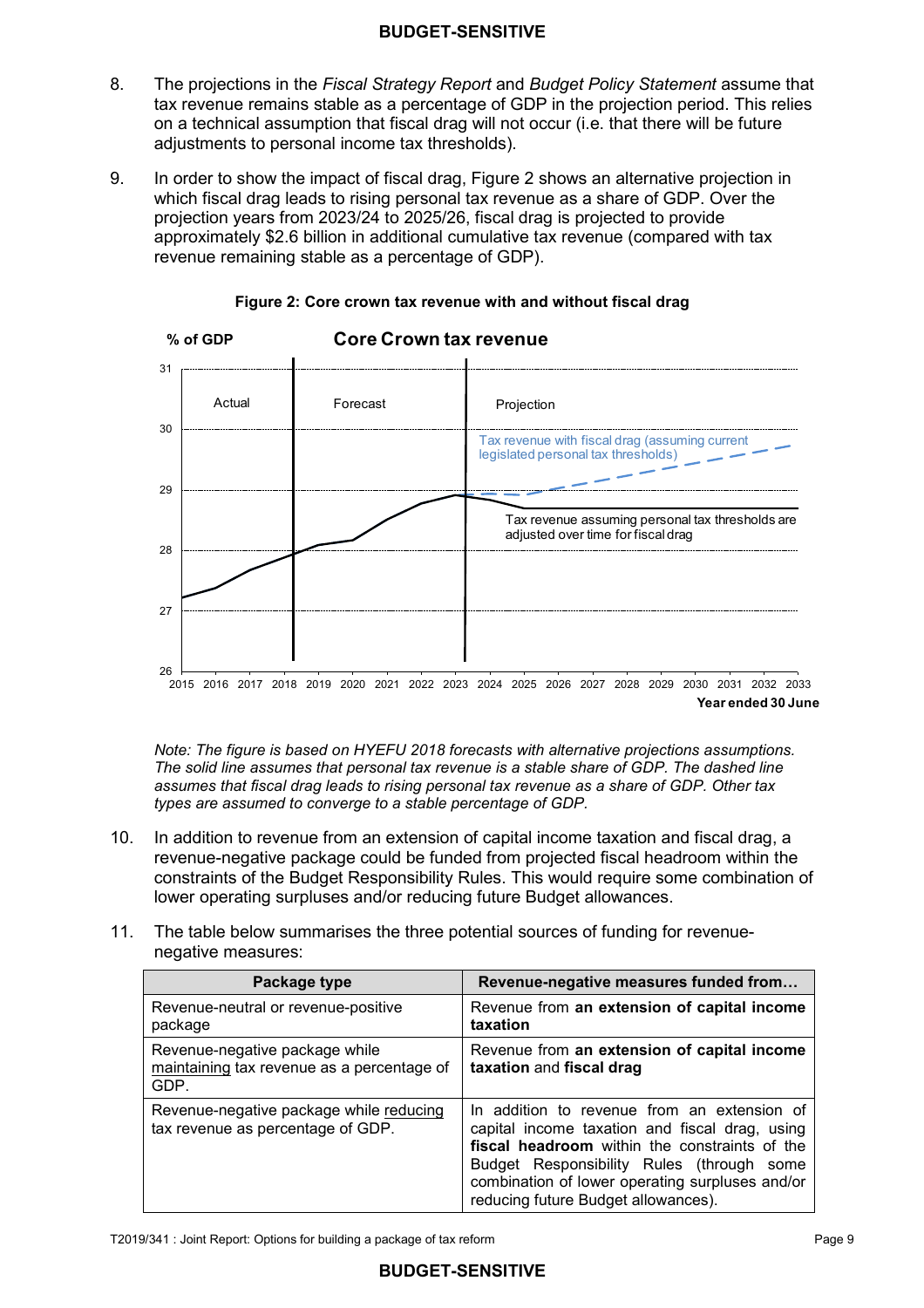8. The projections in the *Fiscal Strategy Report* and *Budget Policy Statement* assume that tax revenue remains stable as a percentage of GDP in the projection period. This relies on a technical assumption that fiscal drag will not occur (i.e. that there will be future adjustments to personal income tax thresholds).

9. In order to show the impact of fiscal drag, Figure 2 shows an alternative projection in which fiscal drag leads to rising personal tax revenue as a share of GDP. Over the projection years from 2023/24 to 2025/26, fiscal drag is projected to provide approximately $2.6 billion in additional cumulative tax revenue (compared with tax revenue remaining stable as a percentage of GDP).

**Figure 2: Core crown tax revenue with and without fiscal drag**

*Note: The figure is based on HYEFU 2018 forecasts with alternative projections assumptions. The solid line assumes that personal tax revenue is a stable share of GDP. The dashed line assumes that fiscal drag leads to rising personal tax revenue as a share of GDP. Other tax types are assumed to converge to a stable percentage of GDP.*

10. In addition to revenue from an extension of capital income taxation and fiscal drag, a revenue-negative package could be funded from projected fiscal headroom within the constraints of the Budget Responsibility Rules. This would require some combination of lower operating surpluses and/or reducing future Budget allowances.

11. The table below summarises the three potential sources of funding for revenue-negative measures:

| Package type | Revenue-negative measures funded from… |
|---|---|
| Revenue-neutral or revenue-positive package | Revenue from **an extension of capital income taxation** |
| Revenue-negative package while maintaining tax revenue as a percentage of GDP. | Revenue from **an extension of capital income taxation** and **fiscal drag** |
| Revenue-negative package while reducing tax revenue as percentage of GDP. | In addition to revenue from an extension of capital income taxation and fiscal drag, using **fiscal headroom** within the constraints of the Budget Responsibility Rules (through some combination of lower operating surpluses and/or reducing future Budget allowances). |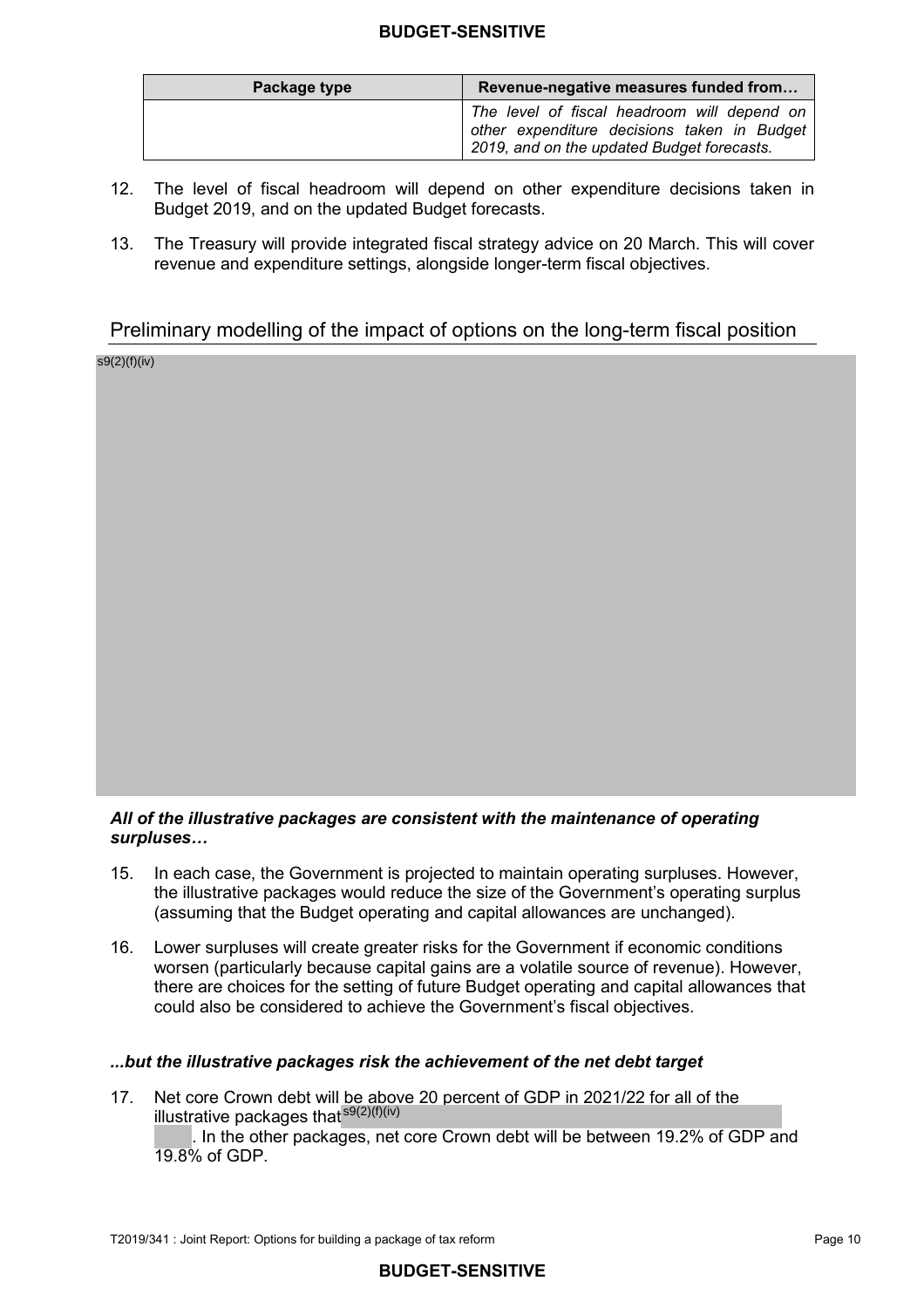| Package type | Revenue-negative measures funded from… |
| --- | --- |
| | *The level of fiscal headroom will depend on other expenditure decisions taken in Budget 2019, and on the updated Budget forecasts.* |

12. The level of fiscal headroom will depend on other expenditure decisions taken in Budget 2019, and on the updated Budget forecasts.

13. The Treasury will provide integrated fiscal strategy advice on 20 March. This will cover revenue and expenditure settings, alongside longer-term fiscal objectives.

## Preliminary modelling of the impact of options on the long-term fiscal position

s9(2)(f)(iv)

### *All of the illustrative packages are consistent with the maintenance of operating surpluses…*

15. In each case, the Government is projected to maintain operating surpluses. However, the illustrative packages would reduce the size of the Government's operating surplus (assuming that the Budget operating and capital allowances are unchanged).

16. Lower surpluses will create greater risks for the Government if economic conditions worsen (particularly because capital gains are a volatile source of revenue). However, there are choices for the setting of future Budget operating and capital allowances that could also be considered to achieve the Government's fiscal objectives.

### *...but the illustrative packages risk the achievement of the net debt target*

17. Net core Crown debt will be above 20 percent of GDP in 2021/22 for all of the illustrative packages that s9(2)(f)(iv) . In the other packages, net core Crown debt will be between 19.2% of GDP and 19.8% of GDP.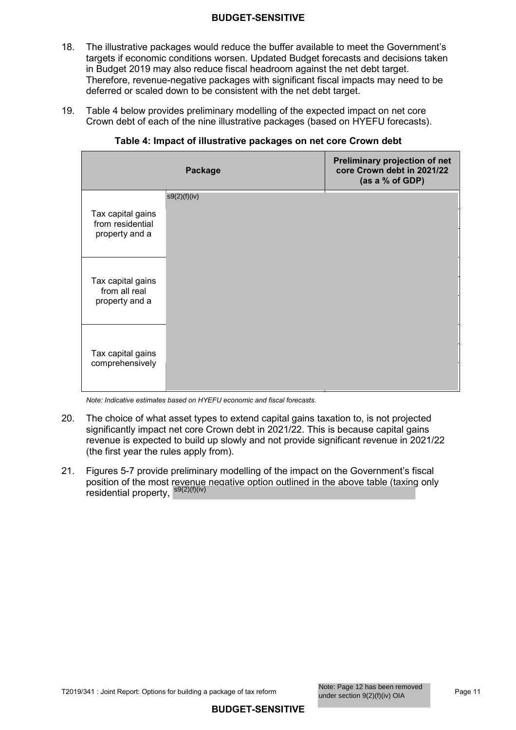18. The illustrative packages would reduce the buffer available to meet the Government's targets if economic conditions worsen. Updated Budget forecasts and decisions taken in Budget 2019 may also reduce fiscal headroom against the net debt target. Therefore, revenue-negative packages with significant fiscal impacts may need to be deferred or scaled down to be consistent with the net debt target.

19. Table 4 below provides preliminary modelling of the expected impact on net core Crown debt of each of the nine illustrative packages (based on HYEFU forecasts).

**Table 4: Impact of illustrative packages on net core Crown debt**

| Package | | Preliminary projection of net core Crown debt in 2021/22 (as a % of GDP) |
|---|---|---|
| Tax capital gains from residential property and a | s9(2)(f)(iv) | |
| Tax capital gains from all real property and a | | |
| Tax capital gains comprehensively | | |

*Note: Indicative estimates based on HYEFU economic and fiscal forecasts.*

20. The choice of what asset types to extend capital gains taxation to, is not projected significantly impact net core Crown debt in 2021/22. This is because capital gains revenue is expected to build up slowly and not provide significant revenue in 2021/22 (the first year the rules apply from).

21. Figures 5-7 provide preliminary modelling of the impact on the Government's fiscal position of the most revenue negative option outlined in the above table (taxing only residential property, s9(2)(f)(iv)

Note: Page 12 has been removed under section 9(2)(f)(iv) OIA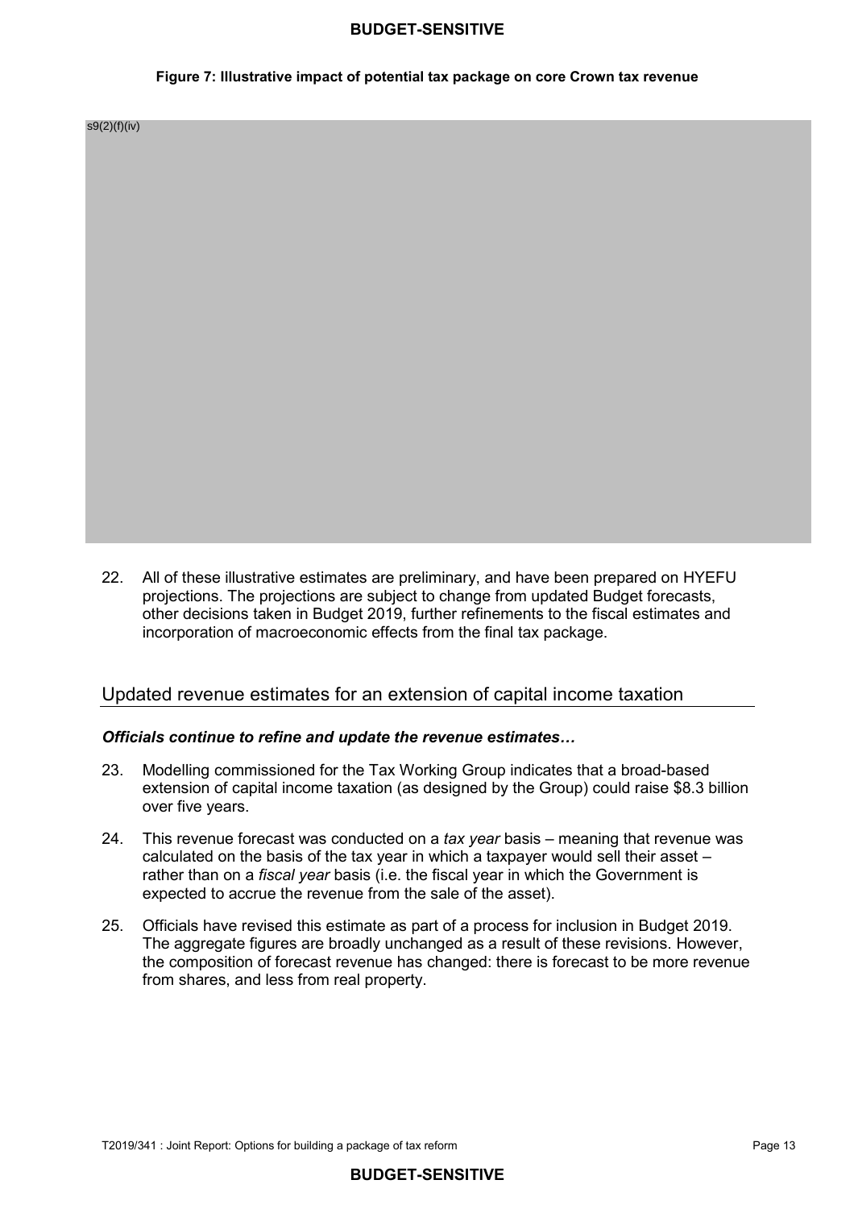**Figure 7: Illustrative impact of potential tax package on core Crown tax revenue**

s9(2)(f)(iv)

22. All of these illustrative estimates are preliminary, and have been prepared on HYEFU projections. The projections are subject to change from updated Budget forecasts, other decisions taken in Budget 2019, further refinements to the fiscal estimates and incorporation of macroeconomic effects from the final tax package.

## Updated revenue estimates for an extension of capital income taxation

### *Officials continue to refine and update the revenue estimates…*

23. Modelling commissioned for the Tax Working Group indicates that a broad-based extension of capital income taxation (as designed by the Group) could raise $8.3 billion over five years.

24. This revenue forecast was conducted on a *tax year* basis – meaning that revenue was calculated on the basis of the tax year in which a taxpayer would sell their asset – rather than on a *fiscal year* basis (i.e. the fiscal year in which the Government is expected to accrue the revenue from the sale of the asset).

25. Officials have revised this estimate as part of a process for inclusion in Budget 2019. The aggregate figures are broadly unchanged as a result of these revisions. However, the composition of forecast revenue has changed: there is forecast to be more revenue from shares, and less from real property.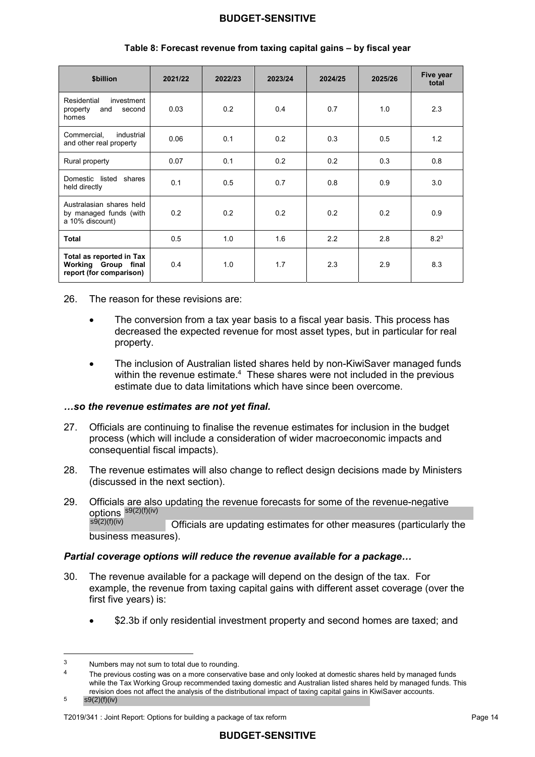**Table 8: Forecast revenue from taxing capital gains – by fiscal year**

| $billion | 2021/22 | 2022/23 | 2023/24 | 2024/25 | 2025/26 | Five year total |
|---|---|---|---|---|---|---|
| Residential investment property and second homes | 0.03 | 0.2 | 0.4 | 0.7 | 1.0 | 2.3 |
| Commercial, industrial and other real property | 0.06 | 0.1 | 0.2 | 0.3 | 0.5 | 1.2 |
| Rural property | 0.07 | 0.1 | 0.2 | 0.2 | 0.3 | 0.8 |
| Domestic listed shares held directly | 0.1 | 0.5 | 0.7 | 0.8 | 0.9 | 3.0 |
| Australasian shares held by managed funds (with a 10% discount) | 0.2 | 0.2 | 0.2 | 0.2 | 0.2 | 0.9 |
| **Total** | 0.5 | 1.0 | 1.6 | 2.2 | 2.8 | 8.2[3] |
| **Total as reported in Tax Working Group final report (for comparison)** | 0.4 | 1.0 | 1.7 | 2.3 | 2.9 | 8.3 |

26. The reason for these revisions are:

    - The conversion from a tax year basis to a fiscal year basis. This process has decreased the expected revenue for most asset types, but in particular for real property.
    - The inclusion of Australian listed shares held by non-KiwiSaver managed funds within the revenue estimate.[4] These shares were not included in the previous estimate due to data limitations which have since been overcome.

***…so the revenue estimates are not yet final.***

27. Officials are continuing to finalise the revenue estimates for inclusion in the budget process (which will include a consideration of wider macroeconomic impacts and consequential fiscal impacts).

28. The revenue estimates will also change to reflect design decisions made by Ministers (discussed in the next section).

29. Officials are also updating the revenue forecasts for some of the revenue-negative options s9(2)(f)(iv) s9(2)(f)(iv) Officials are updating estimates for other measures (particularly the business measures).

***Partial coverage options will reduce the revenue available for a package…***

30. The revenue available for a package will depend on the design of the tax. For example, the revenue from taxing capital gains with different asset coverage (over the first five years) is:

    - $2.3b if only residential investment property and second homes are taxed; and

---

[3] Numbers may not sum to total due to rounding.

[4] The previous costing was on a more conservative base and only looked at domestic shares held by managed funds while the Tax Working Group recommended taxing domestic and Australian listed shares held by managed funds. This revision does not affect the analysis of the distributional impact of taxing capital gains in KiwiSaver accounts.

[5] s9(2)(f)(iv)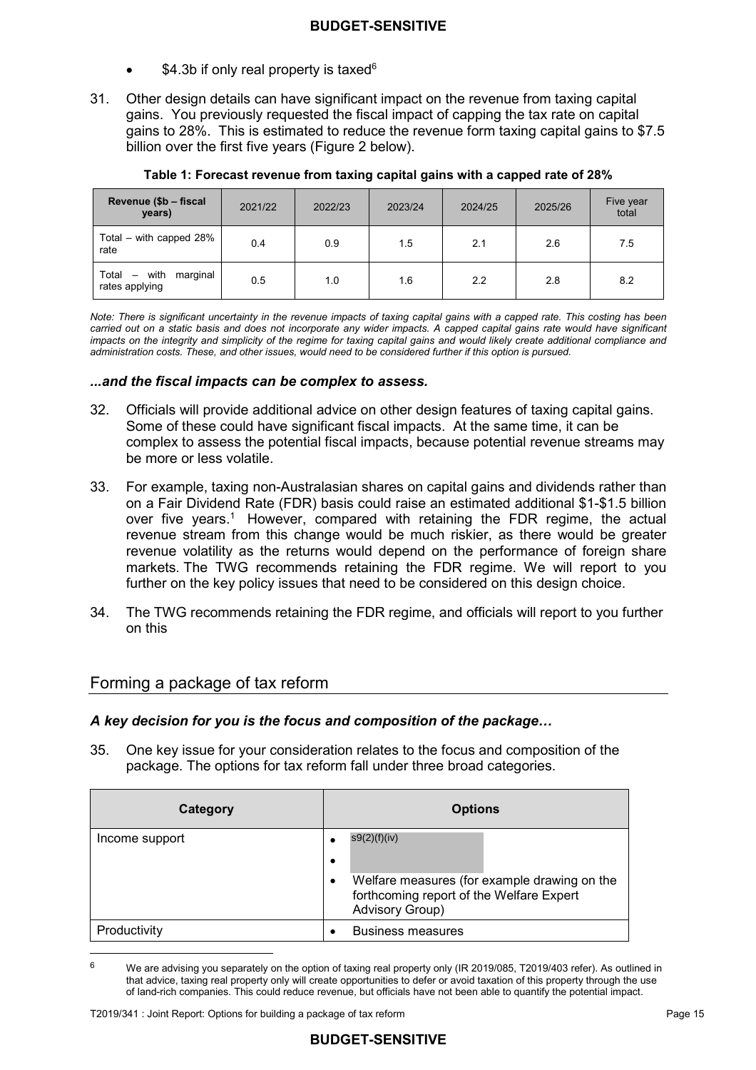- $4.3b if only real property is taxed[6]

31. Other design details can have significant impact on the revenue from taxing capital gains. You previously requested the fiscal impact of capping the tax rate on capital gains to 28%. This is estimated to reduce the revenue form taxing capital gains to $7.5 billion over the first five years (Figure 2 below).

**Table 1: Forecast revenue from taxing capital gains with a capped rate of 28%**

| Revenue ($b – fiscal years) | 2021/22 | 2022/23 | 2023/24 | 2024/25 | 2025/26 | Five year total |
|---|---|---|---|---|---|---|
| Total – with capped 28% rate | 0.4 | 0.9 | 1.5 | 2.1 | 2.6 | 7.5 |
| Total – with marginal rates applying | 0.5 | 1.0 | 1.6 | 2.2 | 2.8 | 8.2 |

*Note: There is significant uncertainty in the revenue impacts of taxing capital gains with a capped rate. This costing has been carried out on a static basis and does not incorporate any wider impacts. A capped capital gains rate would have significant impacts on the integrity and simplicity of the regime for taxing capital gains and would likely create additional compliance and administration costs. These, and other issues, would need to be considered further if this option is pursued.*

### *...and the fiscal impacts can be complex to assess.*

32. Officials will provide additional advice on other design features of taxing capital gains. Some of these could have significant fiscal impacts. At the same time, it can be complex to assess the potential fiscal impacts, because potential revenue streams may be more or less volatile.

33. For example, taxing non-Australasian shares on capital gains and dividends rather than on a Fair Dividend Rate (FDR) basis could raise an estimated additional $1-$1.5 billion over five years.[1] However, compared with retaining the FDR regime, the actual revenue stream from this change would be much riskier, as there would be greater revenue volatility as the returns would depend on the performance of foreign share markets. The TWG recommends retaining the FDR regime. We will report to you further on the key policy issues that need to be considered on this design choice.

34. The TWG recommends retaining the FDR regime, and officials will report to you further on this

## Forming a package of tax reform

### *A key decision for you is the focus and composition of the package…*

35. One key issue for your consideration relates to the focus and composition of the package. The options for tax reform fall under three broad categories.

| Category | Options |
|---|---|
| Income support | • s9(2)(f)(iv)<br>•<br>• Welfare measures (for example drawing on the forthcoming report of the Welfare Expert Advisory Group) |
| Productivity | • Business measures |

[6] We are advising you separately on the option of taxing real property only (IR 2019/085, T2019/403 refer). As outlined in that advice, taxing real property only will create opportunities to defer or avoid taxation of this property through the use of land-rich companies. This could reduce revenue, but officials have not been able to quantify the potential impact.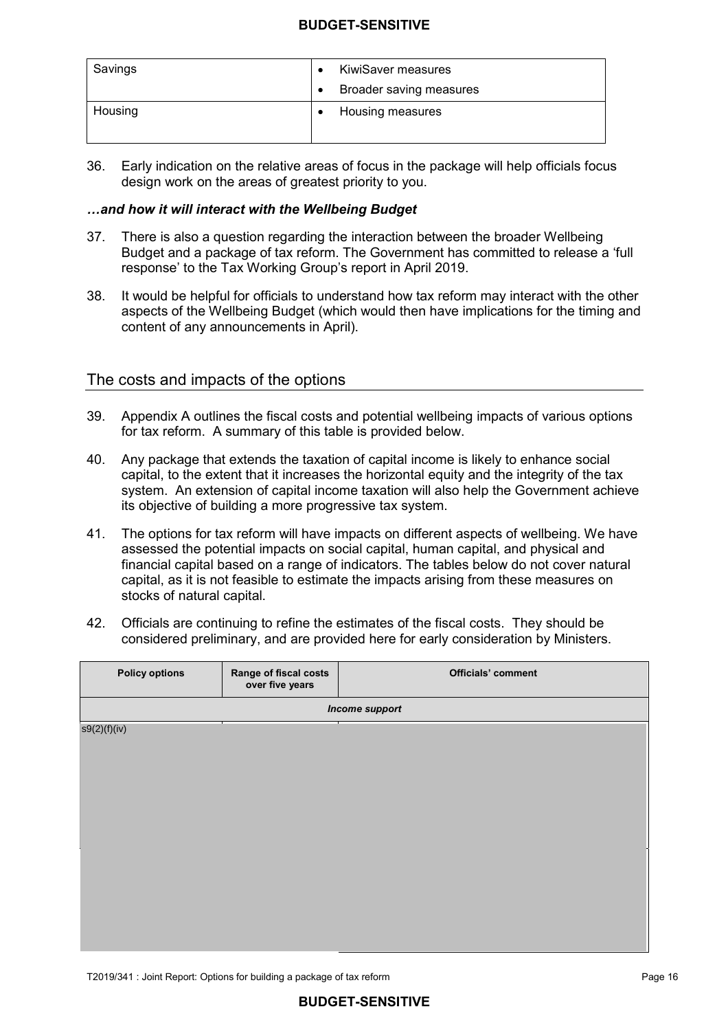| | |
|---|---|
| Savings | • KiwiSaver measures<br>• Broader saving measures |
| Housing | • Housing measures |

36. Early indication on the relative areas of focus in the package will help officials focus design work on the areas of greatest priority to you.

### *…and how it will interact with the Wellbeing Budget*

37. There is also a question regarding the interaction between the broader Wellbeing Budget and a package of tax reform. The Government has committed to release a 'full response' to the Tax Working Group's report in April 2019.

38. It would be helpful for officials to understand how tax reform may interact with the other aspects of the Wellbeing Budget (which would then have implications for the timing and content of any announcements in April).

## The costs and impacts of the options

39. Appendix A outlines the fiscal costs and potential wellbeing impacts of various options for tax reform. A summary of this table is provided below.

40. Any package that extends the taxation of capital income is likely to enhance social capital, to the extent that it increases the horizontal equity and the integrity of the tax system. An extension of capital income taxation will also help the Government achieve its objective of building a more progressive tax system.

41. The options for tax reform will have impacts on different aspects of wellbeing. We have assessed the potential impacts on social capital, human capital, and physical and financial capital based on a range of indicators. The tables below do not cover natural capital, as it is not feasible to estimate the impacts arising from these measures on stocks of natural capital.

42. Officials are continuing to refine the estimates of the fiscal costs. They should be considered preliminary, and are provided here for early consideration by Ministers.

| Policy options | Range of fiscal costs over five years | Officials' comment |
|---|---|---|
| *Income support* | | |
| s9(2)(f)(iv) | | |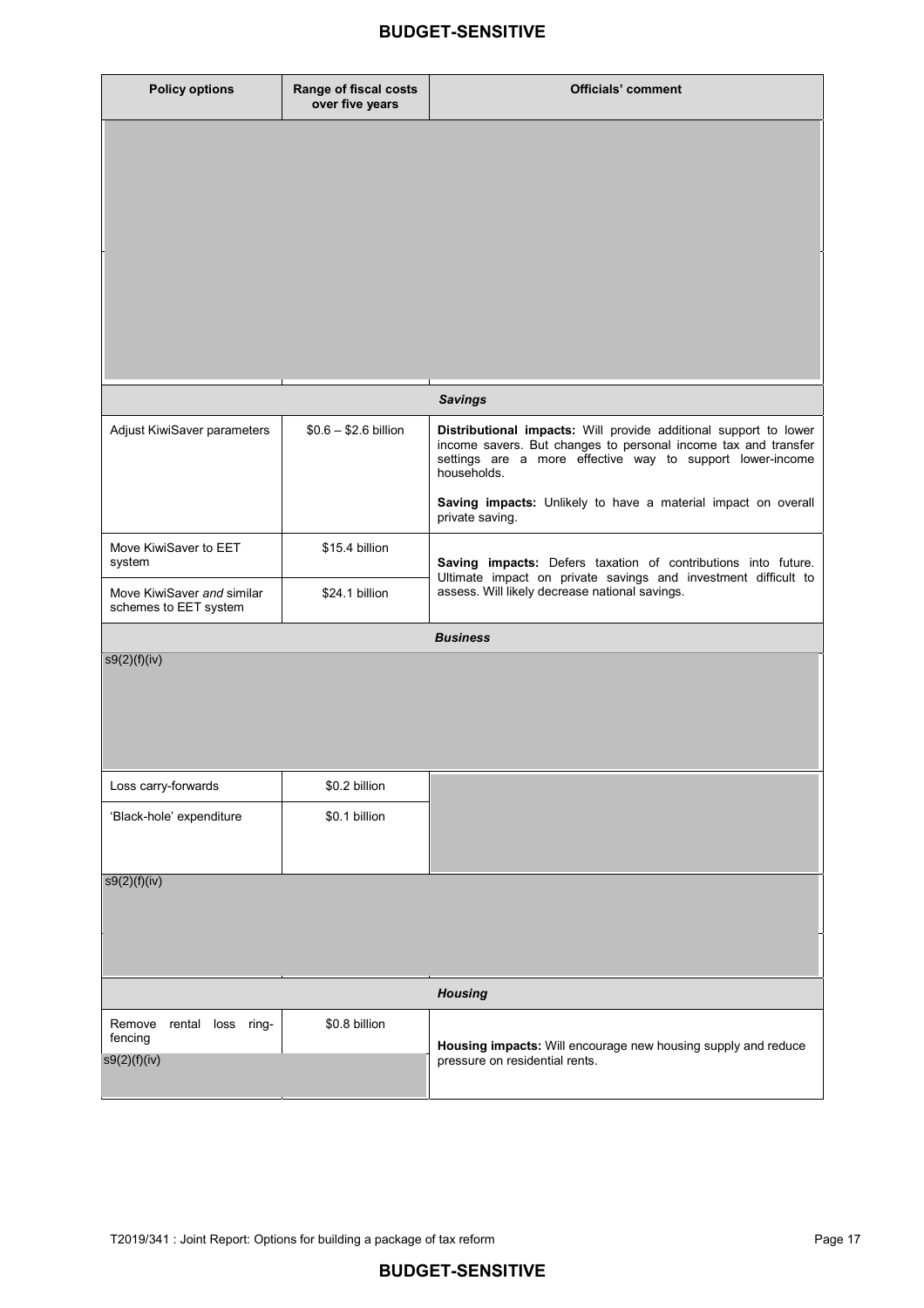| Policy options | Range of fiscal costs over five years | Officials' comment |
|---|---|---|
| | | |
| | ***Savings*** | |
| Adjust KiwiSaver parameters | $0.6 – $2.6 billion | **Distributional impacts:** Will provide additional support to lower income savers. But changes to personal income tax and transfer settings are a more effective way to support lower-income households.<br><br>**Saving impacts:** Unlikely to have a material impact on overall private saving. |
| Move KiwiSaver to EET system | $15.4 billion | **Saving impacts:** Defers taxation of contributions into future. Ultimate impact on private savings and investment difficult to assess. Will likely decrease national savings. |
| Move KiwiSaver *and* similar schemes to EET system | $24.1 billion | |
| | ***Business*** | |
| s9(2)(f)(iv) | | |
| Loss carry-forwards | $0.2 billion | |
| 'Black-hole' expenditure | $0.1 billion | |
| s9(2)(f)(iv) | | |
| | ***Housing*** | |
| Remove rental loss ring-fencing | $0.8 billion | **Housing impacts:** Will encourage new housing supply and reduce pressure on residential rents. |
| s9(2)(f)(iv) | | |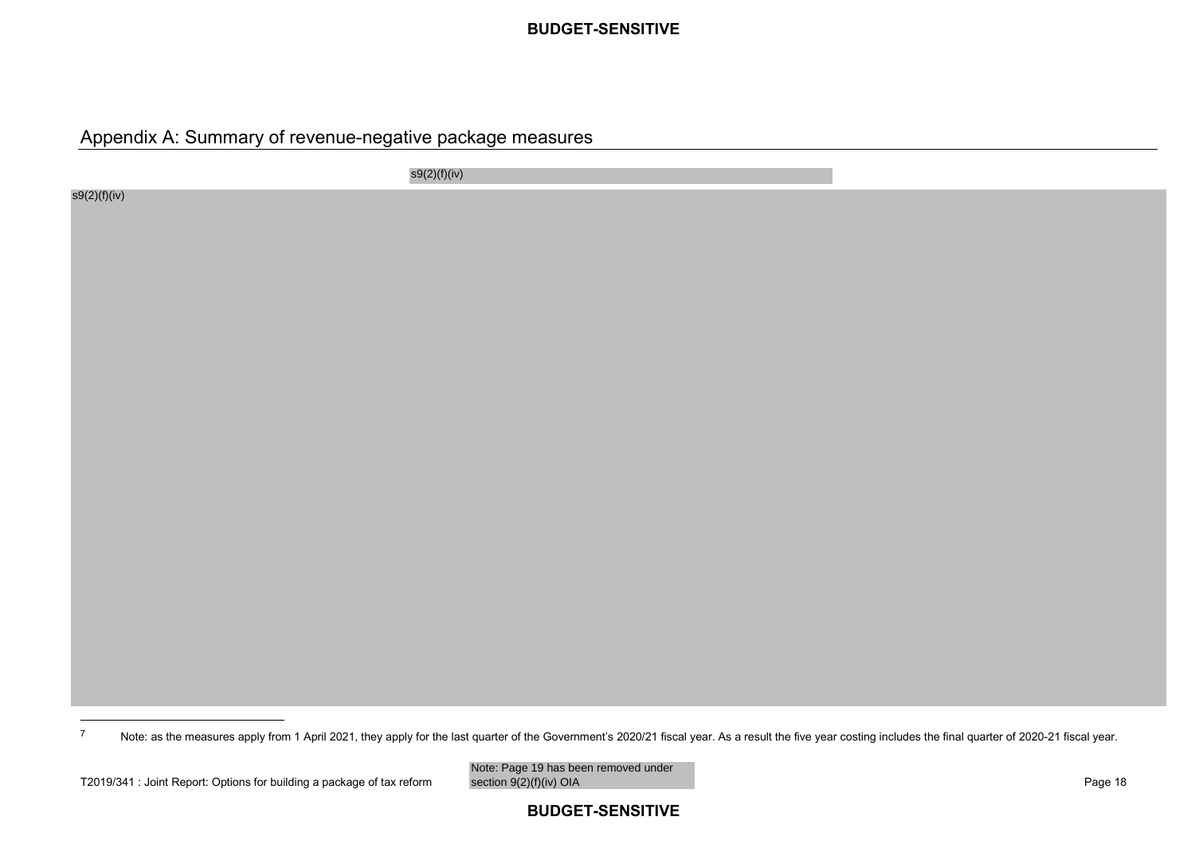# Appendix A: Summary of revenue-negative package measures

s9(2)(f)(iv)

s9(2)(f)(iv)

[7] Note: as the measures apply from 1 April 2021, they apply for the last quarter of the Government's 2020/21 fiscal year. As a result the five year costing includes the final quarter of 2020-21 fiscal year.

Note: Page 19 has been removed under section 9(2)(f)(iv) OIA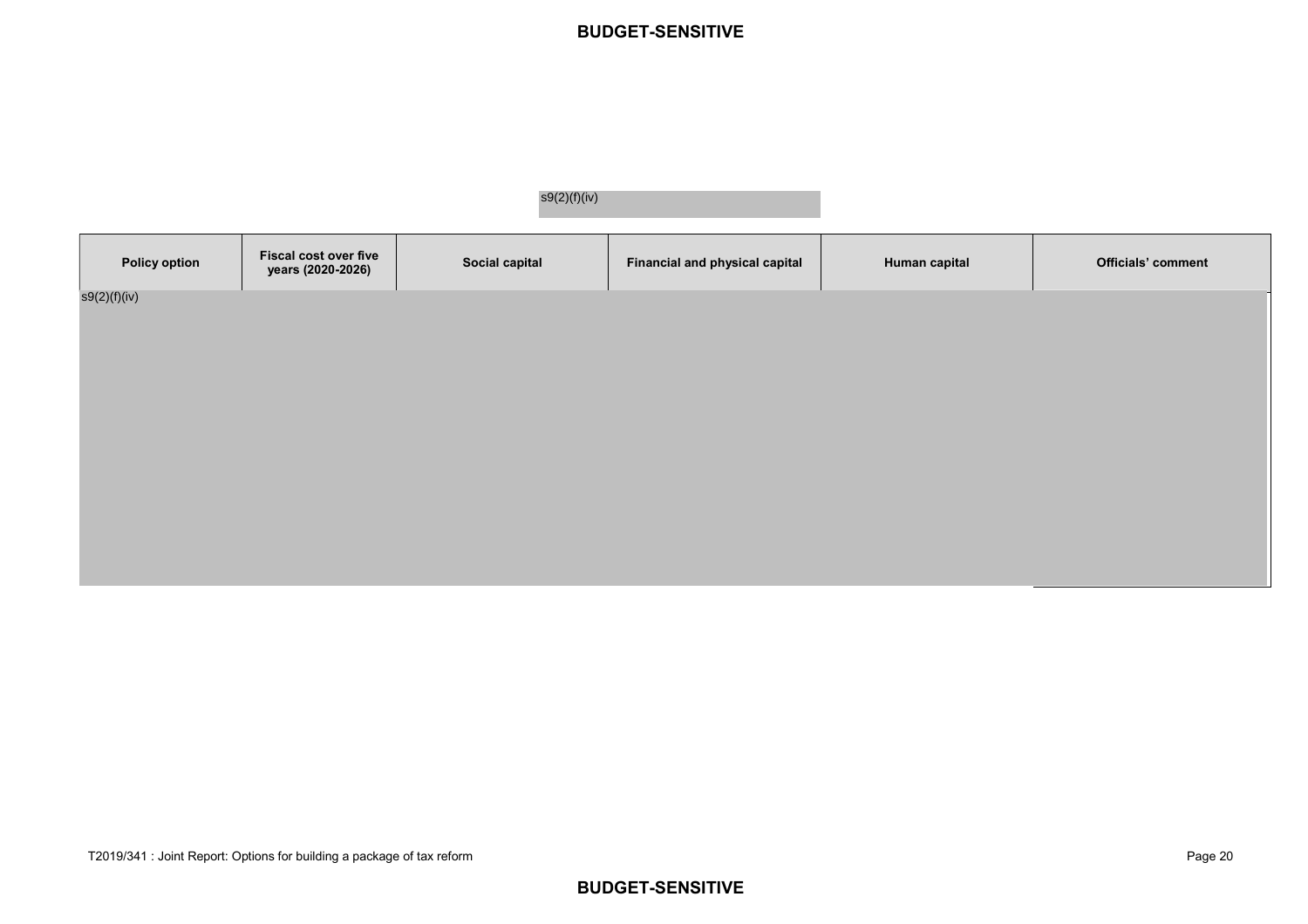s9(2)(f)(iv)

| Policy option | Fiscal cost over five years (2020-2026) | Social capital | Financial and physical capital | Human capital | Officials' comment |
|---|---|---|---|---|---|
| s9(2)(f)(iv) | | | | | |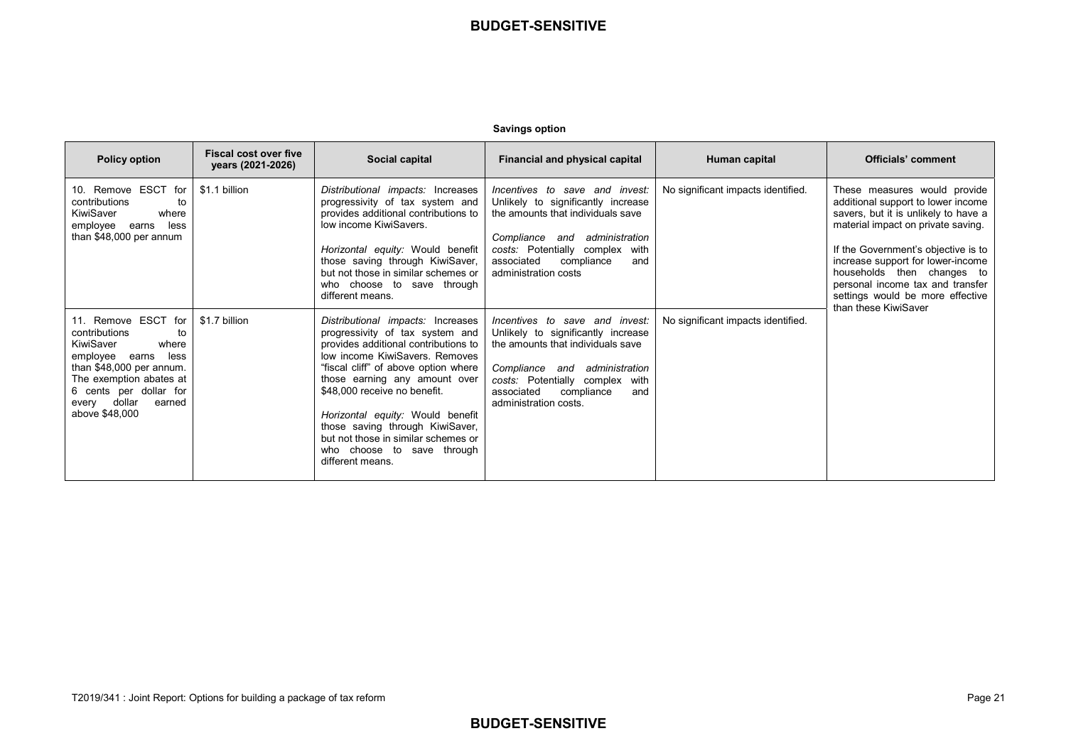**Savings option**

| Policy option | Fiscal cost over five years (2021-2026) | Social capital | Financial and physical capital | Human capital | Officials' comment |
|---|---|---|---|---|---|
| 10. Remove ESCT for contributions to KiwiSaver where employee earns less than $48,000 per annum | $1.1 billion | *Distributional impacts:* Increases progressivity of tax system and provides additional contributions to low income KiwiSavers.<br><br>*Horizontal equity:* Would benefit those saving through KiwiSaver, but not those in similar schemes or who choose to save through different means. | *Incentives to save and invest:* Unlikely to significantly increase the amounts that individuals save<br><br>*Compliance and administration costs:* Potentially complex with associated compliance and administration costs | No significant impacts identified. | These measures would provide additional support to lower income savers, but it is unlikely to have a material impact on private saving.<br><br>If the Government's objective is to increase support for lower-income households then changes to personal income tax and transfer settings would be more effective than these KiwiSaver |
| 11. Remove ESCT for contributions to KiwiSaver where employee earns less than $48,000 per annum. The exemption abates at 6 cents per dollar for every dollar earned above $48,000 | $1.7 billion | *Distributional impacts:* Increases progressivity of tax system and provides additional contributions to low income KiwiSavers. Removes "fiscal cliff" of above option where those earning any amount over $48,000 receive no benefit.<br><br>*Horizontal equity:* Would benefit those saving through KiwiSaver, but not those in similar schemes or who choose to save through different means. | *Incentives to save and invest:* Unlikely to significantly increase the amounts that individuals save<br><br>*Compliance and administration costs:* Potentially complex with associated compliance and administration costs. | No significant impacts identified. | |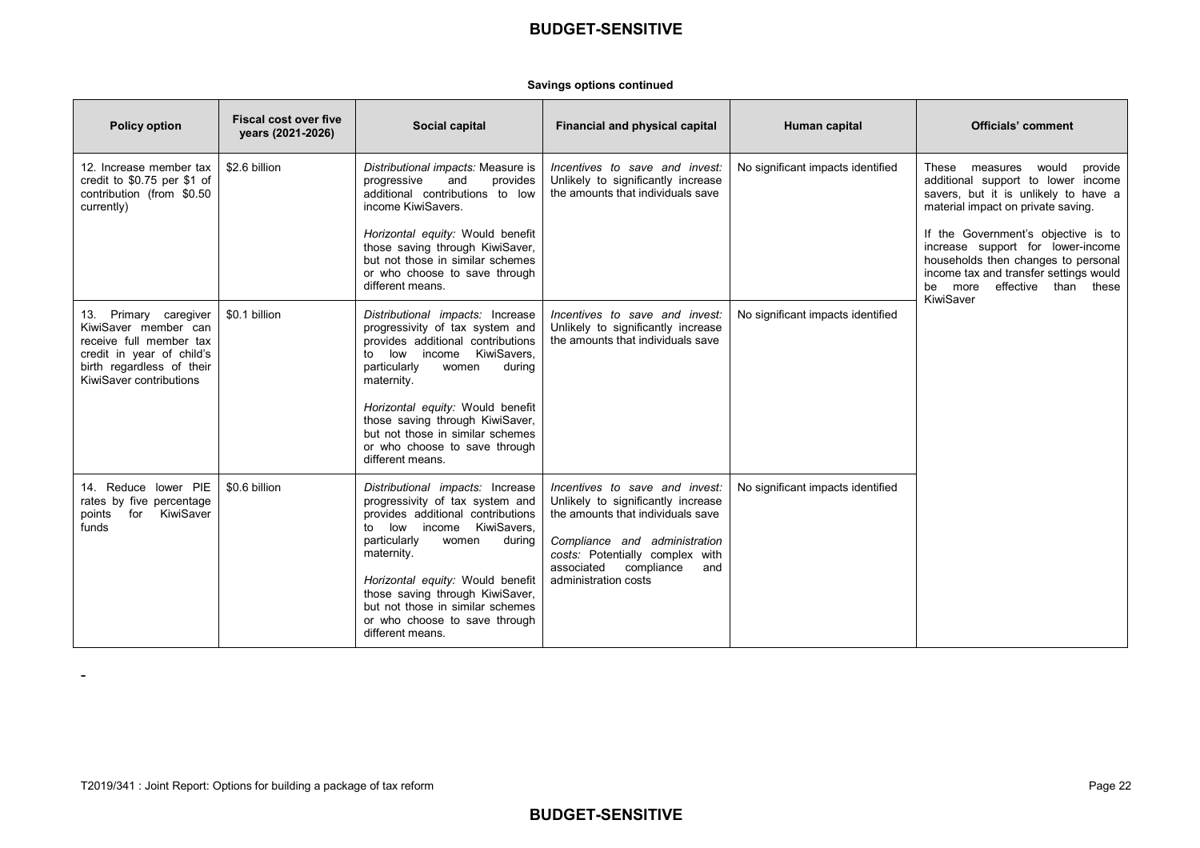**Savings options continued**

| Policy option | Fiscal cost over five years (2021-2026) | Social capital | Financial and physical capital | Human capital | Officials' comment |
|---|---|---|---|---|---|
| 12. Increase member tax credit to $0.75 per $1 of contribution (from $0.50 currently) | $2.6 billion | *Distributional impacts:* Measure is progressive and provides additional contributions to low income KiwiSavers.<br><br>*Horizontal equity:* Would benefit those saving through KiwiSaver, but not those in similar schemes or who choose to save through different means. | *Incentives to save and invest:* Unlikely to significantly increase the amounts that individuals save | No significant impacts identified | These measures would provide additional support to lower income savers, but it is unlikely to have a material impact on private saving.<br><br>If the Government's objective is to increase support for lower-income households then changes to personal income tax and transfer settings would be more effective than these KiwiSaver |
| 13. Primary caregiver KiwiSaver member can receive full member tax credit in year of child's birth regardless of their KiwiSaver contributions | $0.1 billion | *Distributional impacts:* Increase progressivity of tax system and provides additional contributions to low income KiwiSavers, particularly women during maternity.<br><br>*Horizontal equity:* Would benefit those saving through KiwiSaver, but not those in similar schemes or who choose to save through different means. | *Incentives to save and invest:* Unlikely to significantly increase the amounts that individuals save | No significant impacts identified | |
| 14. Reduce lower PIE rates by five percentage points for KiwiSaver funds | $0.6 billion | *Distributional impacts:* Increase progressivity of tax system and provides additional contributions to low income KiwiSavers, particularly women during maternity.<br><br>*Horizontal equity:* Would benefit those saving through KiwiSaver, but not those in similar schemes or who choose to save through different means. | *Incentives to save and invest:* Unlikely to significantly increase the amounts that individuals save<br><br>*Compliance and administration costs:* Potentially complex with associated compliance and administration costs | No significant impacts identified | |

-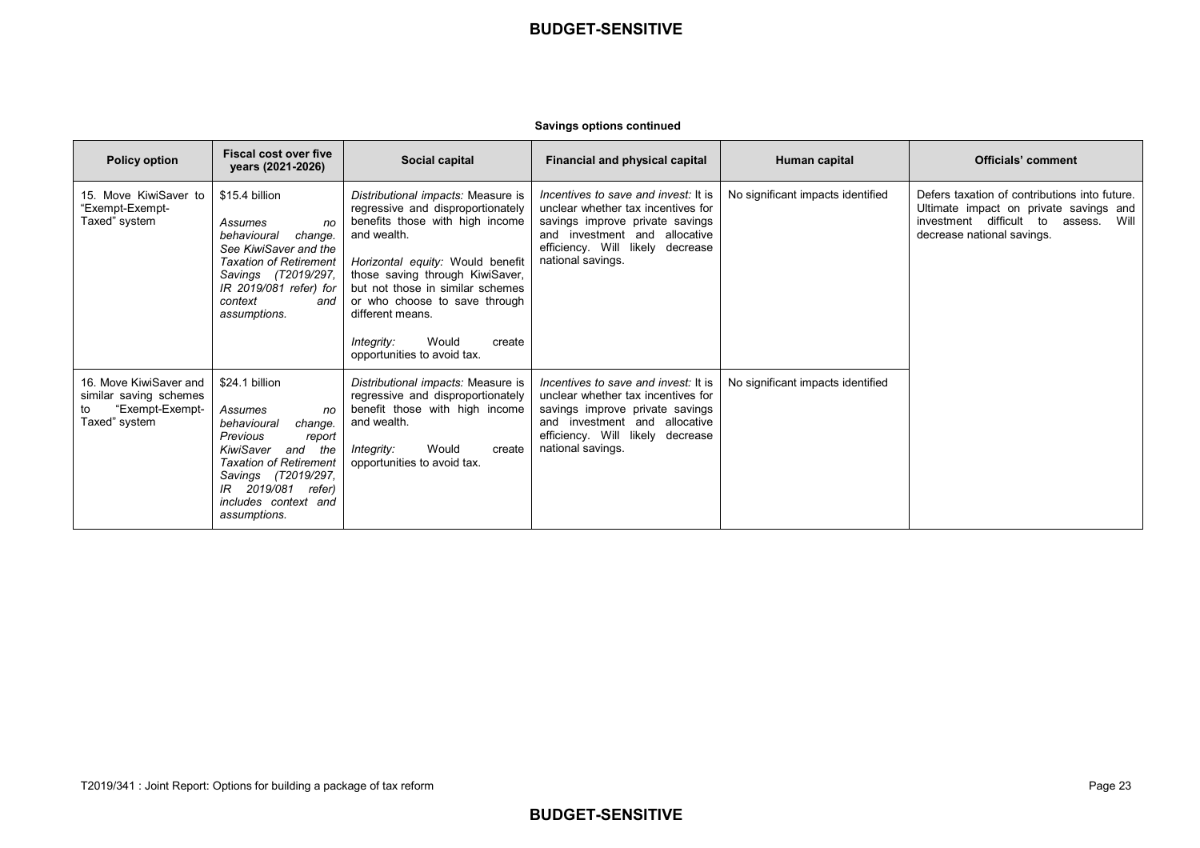**Savings options continued**

| Policy option | Fiscal cost over five years (2021-2026) | Social capital | Financial and physical capital | Human capital | Officials' comment |
|---|---|---|---|---|---|
| 15. Move KiwiSaver to "Exempt-Exempt-Taxed" system | $15.4 billion<br><br>*Assumes no behavioural change. See KiwiSaver and the Taxation of Retirement Savings (T2019/297, IR 2019/081 refer) for context and assumptions.* | *Distributional impacts:* Measure is regressive and disproportionately benefits those with high income and wealth.<br><br>*Horizontal equity:* Would benefit those saving through KiwiSaver, but not those in similar schemes or who choose to save through different means.<br><br>*Integrity:* Would create opportunities to avoid tax. | *Incentives to save and invest:* It is unclear whether tax incentives for savings improve private savings and investment and allocative efficiency. Will likely decrease national savings. | No significant impacts identified | Defers taxation of contributions into future. Ultimate impact on private savings and investment difficult to assess. Will decrease national savings. |
| 16. Move KiwiSaver and similar saving schemes to "Exempt-Exempt-Taxed" system | $24.1 billion<br><br>*Assumes no behavioural change. Previous report KiwiSaver and the Taxation of Retirement Savings (T2019/297, IR 2019/081 refer) includes context and assumptions.* | *Distributional impacts:* Measure is regressive and disproportionately benefit those with high income and wealth.<br><br>*Integrity:* Would create opportunities to avoid tax. | *Incentives to save and invest:* It is unclear whether tax incentives for savings improve private savings and investment and allocative efficiency. Will likely decrease national savings. | No significant impacts identified | |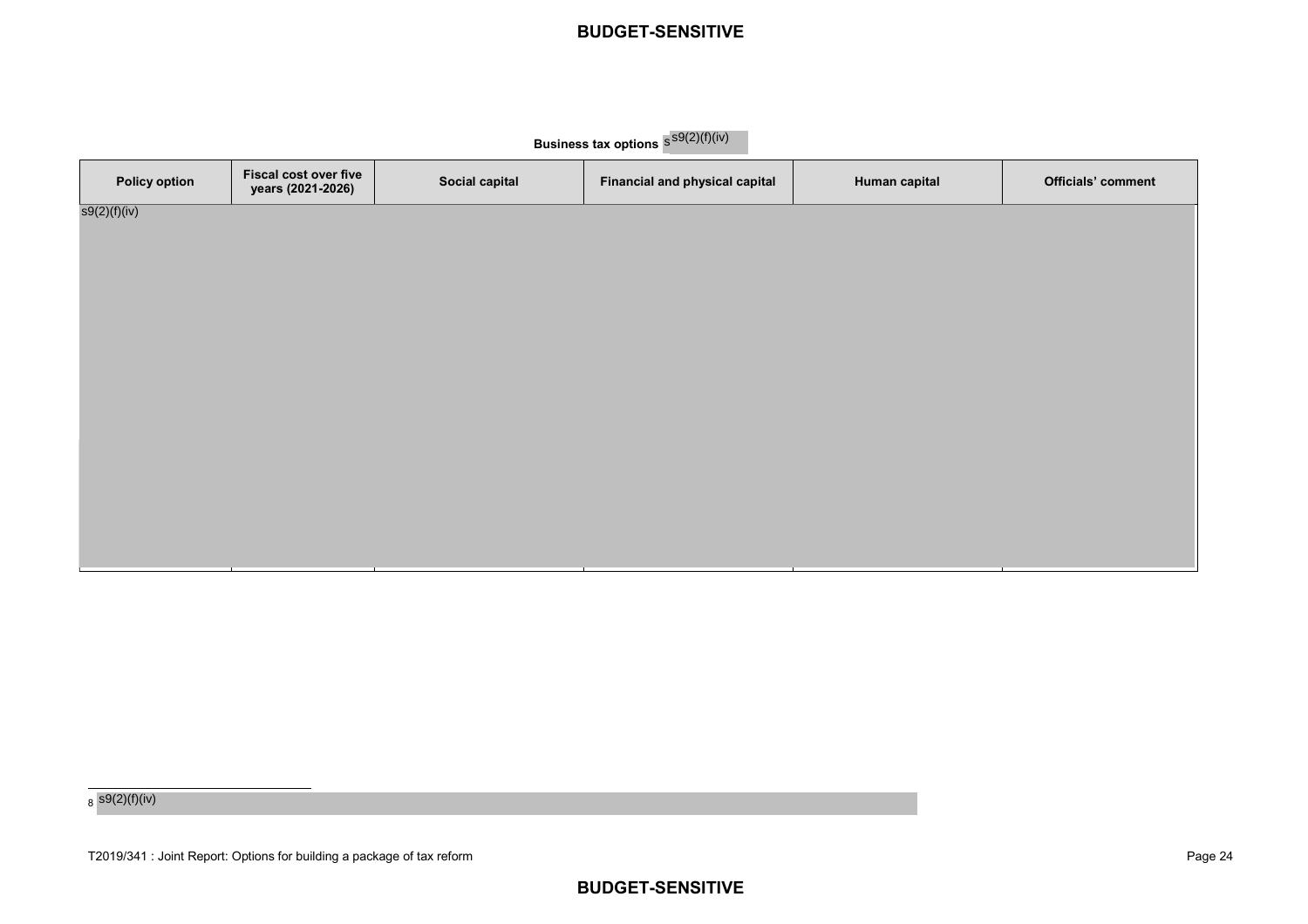**Business tax options** s s9(2)(f)(iv)

| Policy option | Fiscal cost over five years (2021-2026) | Social capital | Financial and physical capital | Human capital | Officials' comment |
|---|---|---|---|---|---|
| s9(2)(f)(iv) | | | | | |

8 s9(2)(f)(iv)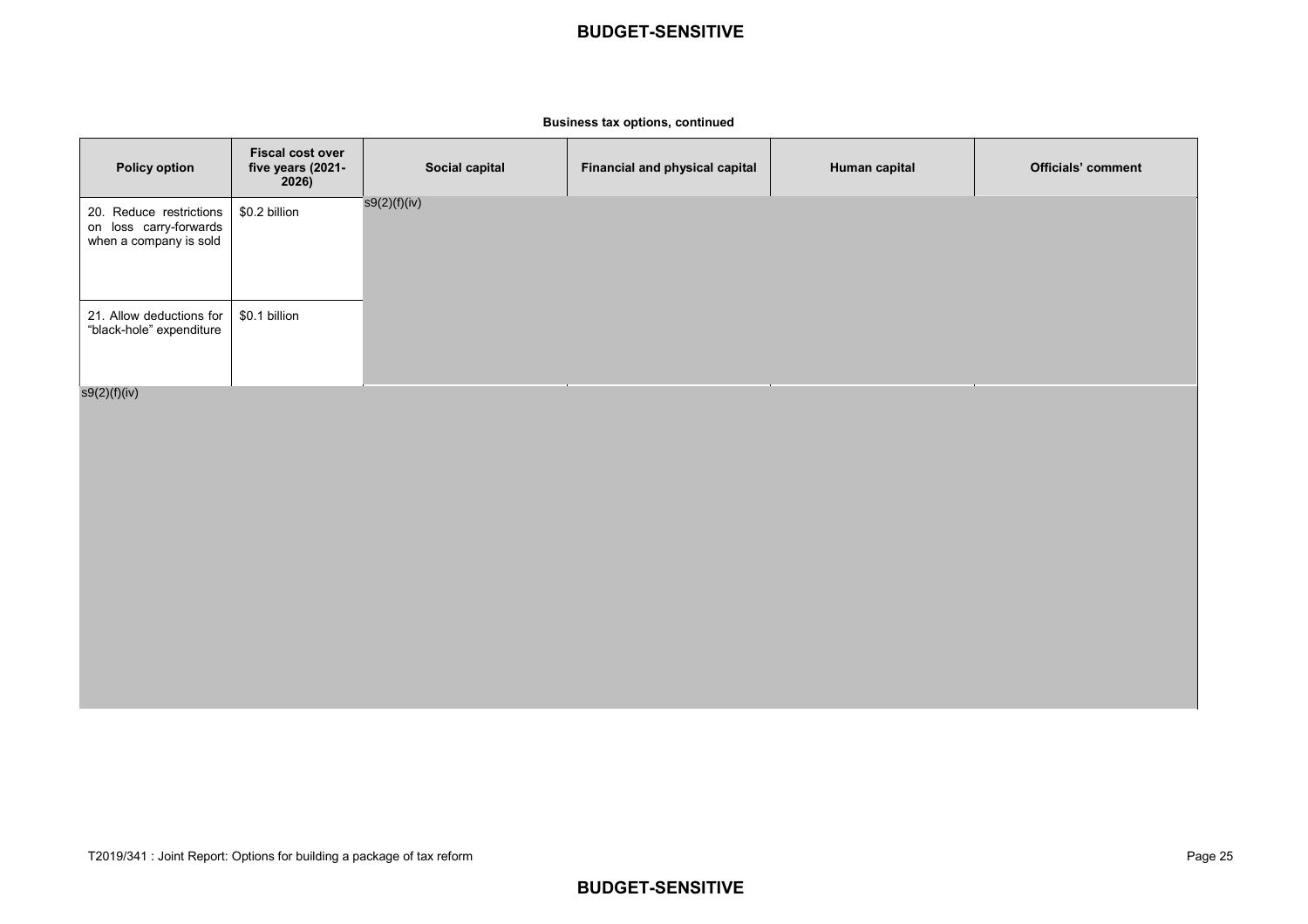**Business tax options, continued**

| Policy option | Fiscal cost over five years (2021-2026) | Social capital | Financial and physical capital | Human capital | Officials' comment |
|---|---|---|---|---|---|
| 20. Reduce restrictions on loss carry-forwards when a company is sold | $0.2 billion | s9(2)(f)(iv) | | | |
| 21. Allow deductions for "black-hole" expenditure | $0.1 billion | | | | |

s9(2)(f)(iv)

T2019/341 : Joint Report: Options for building a package of tax reform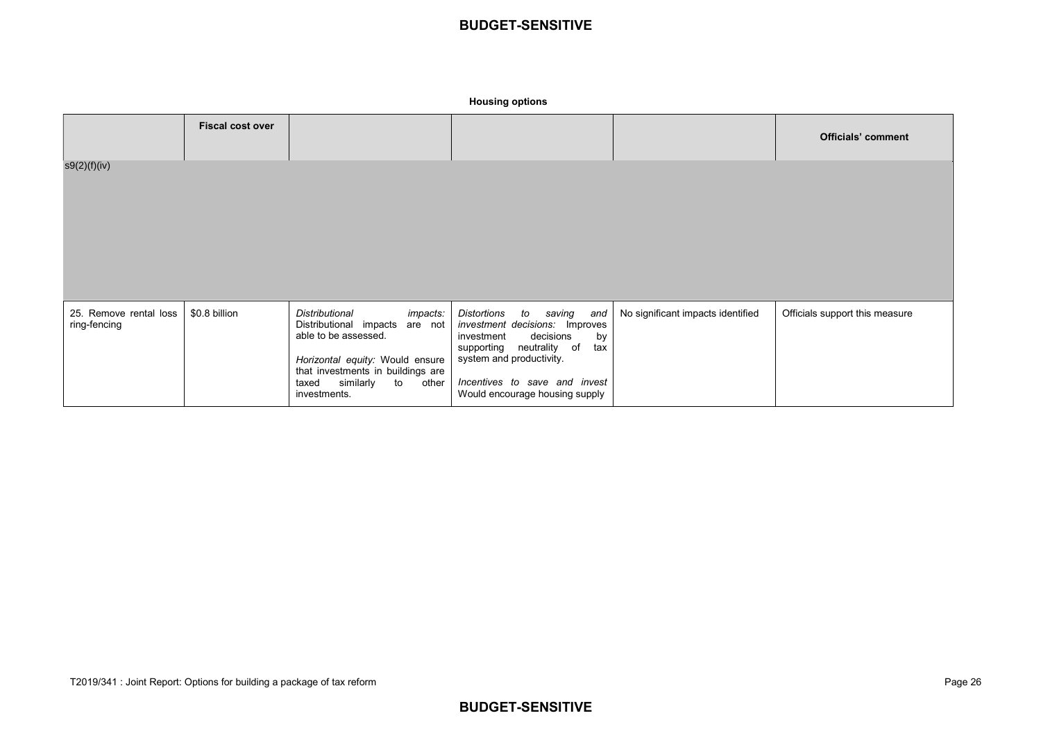**Housing options**

| | Fiscal cost over | | | | Officials' comment |
|---|---|---|---|---|---|
| s9(2)(f)(iv) | | | | | |
| 25. Remove rental loss ring-fencing | $0.8 billion | *Distributional impacts:* Distributional impacts are not able to be assessed.<br><br>*Horizontal equity:* Would ensure that investments in buildings are taxed similarly to other investments. | *Distortions to saving and investment decisions:* Improves investment decisions by supporting neutrality of tax system and productivity.<br><br>*Incentives to save and invest* Would encourage housing supply | No significant impacts identified | Officials support this measure |

T2019/341 : Joint Report: Options for building a package of tax reform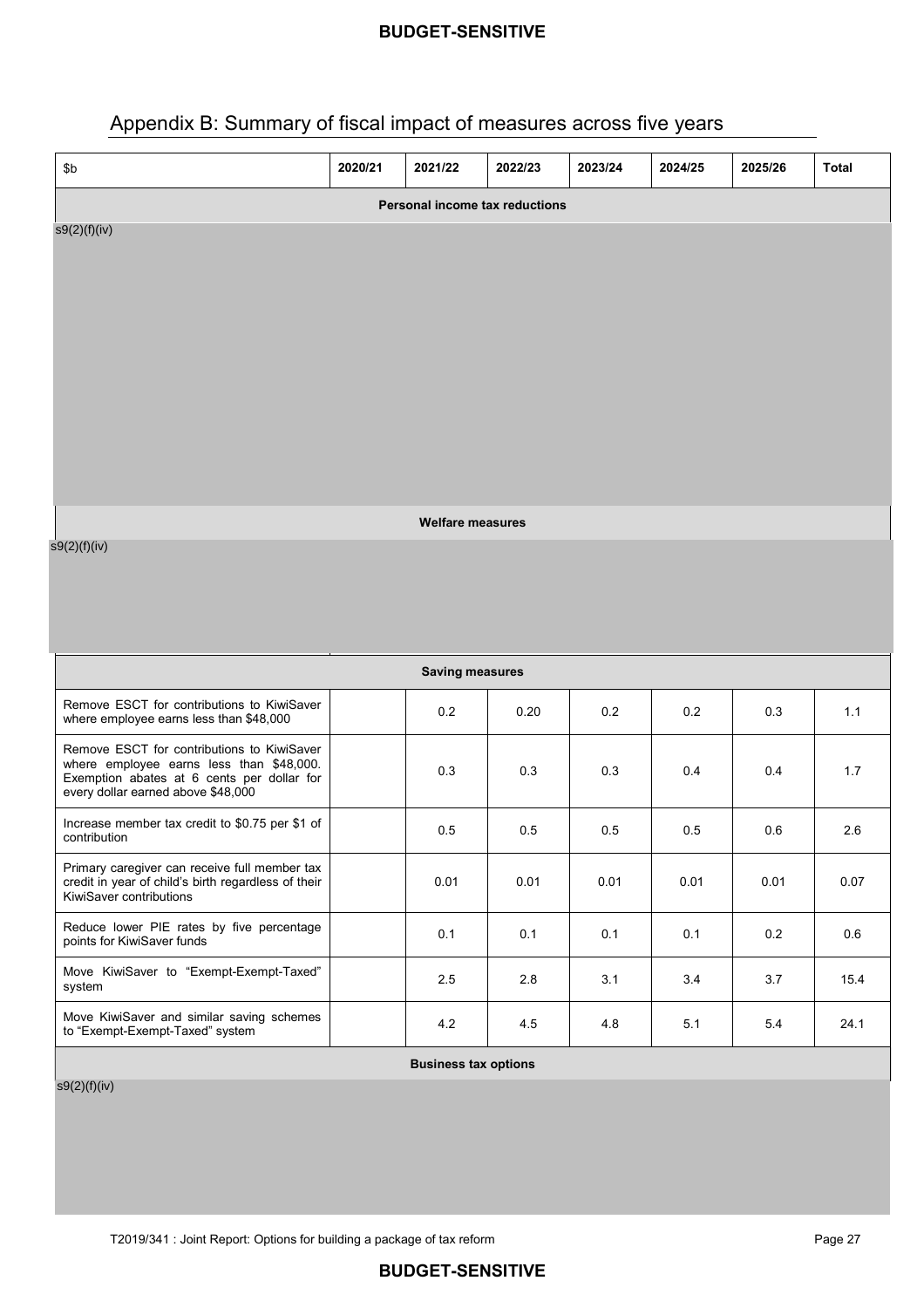## Appendix B: Summary of fiscal impact of measures across five years

| $b | 2020/21 | 2021/22 | 2022/23 | 2023/24 | 2024/25 | 2025/26 | Total |
|---|---|---|---|---|---|---|---|
| **Personal income tax reductions** | | | | | | | |
| s9(2)(f)(iv) | | | | | | | |
| **Welfare measures** | | | | | | | |
| s9(2)(f)(iv) | | | | | | | |
| **Saving measures** | | | | | | | |
| Remove ESCT for contributions to KiwiSaver where employee earns less than $48,000 | | 0.2 | 0.20 | 0.2 | 0.2 | 0.3 | 1.1 |
| Remove ESCT for contributions to KiwiSaver where employee earns less than $48,000. Exemption abates at 6 cents per dollar for every dollar earned above $48,000 | | 0.3 | 0.3 | 0.3 | 0.4 | 0.4 | 1.7 |
| Increase member tax credit to $0.75 per $1 of contribution | | 0.5 | 0.5 | 0.5 | 0.5 | 0.6 | 2.6 |
| Primary caregiver can receive full member tax credit in year of child's birth regardless of their KiwiSaver contributions | | 0.01 | 0.01 | 0.01 | 0.01 | 0.01 | 0.07 |
| Reduce lower PIE rates by five percentage points for KiwiSaver funds | | 0.1 | 0.1 | 0.1 | 0.1 | 0.2 | 0.6 |
| Move KiwiSaver to "Exempt-Exempt-Taxed" system | | 2.5 | 2.8 | 3.1 | 3.4 | 3.7 | 15.4 |
| Move KiwiSaver and similar saving schemes to "Exempt-Exempt-Taxed" system | | 4.2 | 4.5 | 4.8 | 5.1 | 5.4 | 24.1 |
| **Business tax options** | | | | | | | |
| s9(2)(f)(iv) | | | | | | | |

T2019/341 : Joint Report: Options for building a package of tax reform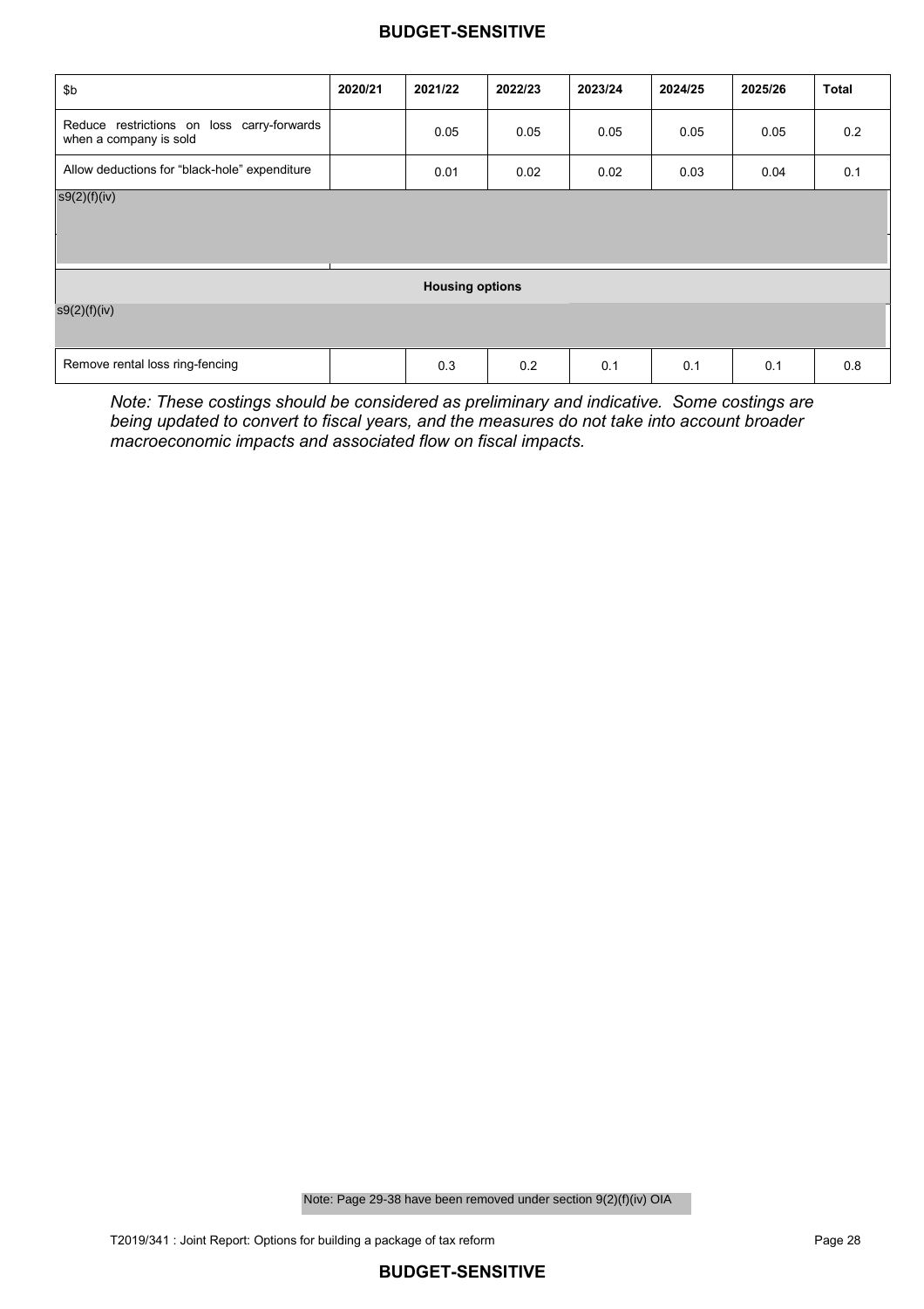| $b | 2020/21 | 2021/22 | 2022/23 | 2023/24 | 2024/25 | 2025/26 | Total |
|---|---|---|---|---|---|---|---|
| Reduce restrictions on loss carry-forwards when a company is sold | | 0.05 | 0.05 | 0.05 | 0.05 | 0.05 | 0.2 |
| Allow deductions for "black-hole" expenditure | | 0.01 | 0.02 | 0.02 | 0.03 | 0.04 | 0.1 |
| s9(2)(f)(iv) | | | | | | | |
| **Housing options** | | | | | | | |
| s9(2)(f)(iv) | | | | | | | |
| Remove rental loss ring-fencing | | 0.3 | 0.2 | 0.1 | 0.1 | 0.1 | 0.8 |

*Note: These costings should be considered as preliminary and indicative. Some costings are being updated to convert to fiscal years, and the measures do not take into account broader macroeconomic impacts and associated flow on fiscal impacts.*

Note: Page 29-38 have been removed under section 9(2)(f)(iv) OIA